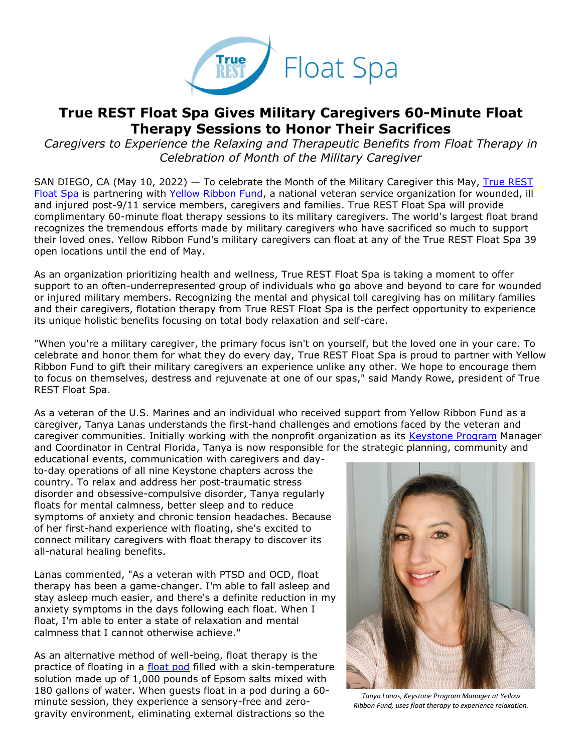# True REST Float Spa Gives Military Caregivers 60-Minute Float Therapy Sessions to Honor Their Sacrifices

*Caregivers to Experience the Relaxing and Therapeutic Benefits from Float Therapy in Celebration of Month of the Military Caregiver*

SAN DIEGO, CA (May 10, 2022) — To celebrate the Month of the Military Caregiver this May, [True REST Float Spa] is partnering with [Yellow Ribbon Fund], a national veteran service organization for wounded, ill and injured post-9/11 service members, caregivers and families. True REST Float Spa will provide complimentary 60-minute float therapy sessions to its military caregivers. The world's largest float brand recognizes the tremendous efforts made by military caregivers who have sacrificed so much to support their loved ones. Yellow Ribbon Fund's military caregivers can float at any of the True REST Float Spa 39 open locations until the end of May.

As an organization prioritizing health and wellness, True REST Float Spa is taking a moment to offer support to an often-underrepresented group of individuals who go above and beyond to care for wounded or injured military members. Recognizing the mental and physical toll caregiving has on military families and their caregivers, flotation therapy from True REST Float Spa is the perfect opportunity to experience its unique holistic benefits focusing on total body relaxation and self-care.

"When you're a military caregiver, the primary focus isn't on yourself, but the loved one in your care. To celebrate and honor them for what they do every day, True REST Float Spa is proud to partner with Yellow Ribbon Fund to gift their military caregivers an experience unlike any other. We hope to encourage them to focus on themselves, destress and rejuvenate at one of our spas," said Mandy Rowe, president of True REST Float Spa.

As a veteran of the U.S. Marines and an individual who received support from Yellow Ribbon Fund as a caregiver, Tanya Lanas understands the first-hand challenges and emotions faced by the veteran and caregiver communities. Initially working with the nonprofit organization as its [Keystone Program] Manager and Coordinator in Central Florida, Tanya is now responsible for the strategic planning, community and educational events, communication with caregivers and day-to-day operations of all nine Keystone chapters across the country. To relax and address her post-traumatic stress disorder and obsessive-compulsive disorder, Tanya regularly floats for mental calmness, better sleep and to reduce symptoms of anxiety and chronic tension headaches. Because of her first-hand experience with floating, she's excited to connect military caregivers with float therapy to discover its all-natural healing benefits.

*Tanya Lanas, Keystone Program Manager at Yellow Ribbon Fund, uses float therapy to experience relaxation.*

Lanas commented, "As a veteran with PTSD and OCD, float therapy has been a game-changer. I'm able to fall asleep and stay asleep much easier, and there's a definite reduction in my anxiety symptoms in the days following each float. When I float, I'm able to enter a state of relaxation and mental calmness that I cannot otherwise achieve."

As an alternative method of well-being, float therapy is the practice of floating in a [float pod] filled with a skin-temperature solution made up of 1,000 pounds of Epsom salts mixed with 180 gallons of water. When guests float in a pod during a 60-minute session, they experience a sensory-free and zero-gravity environment, eliminating external distractions so the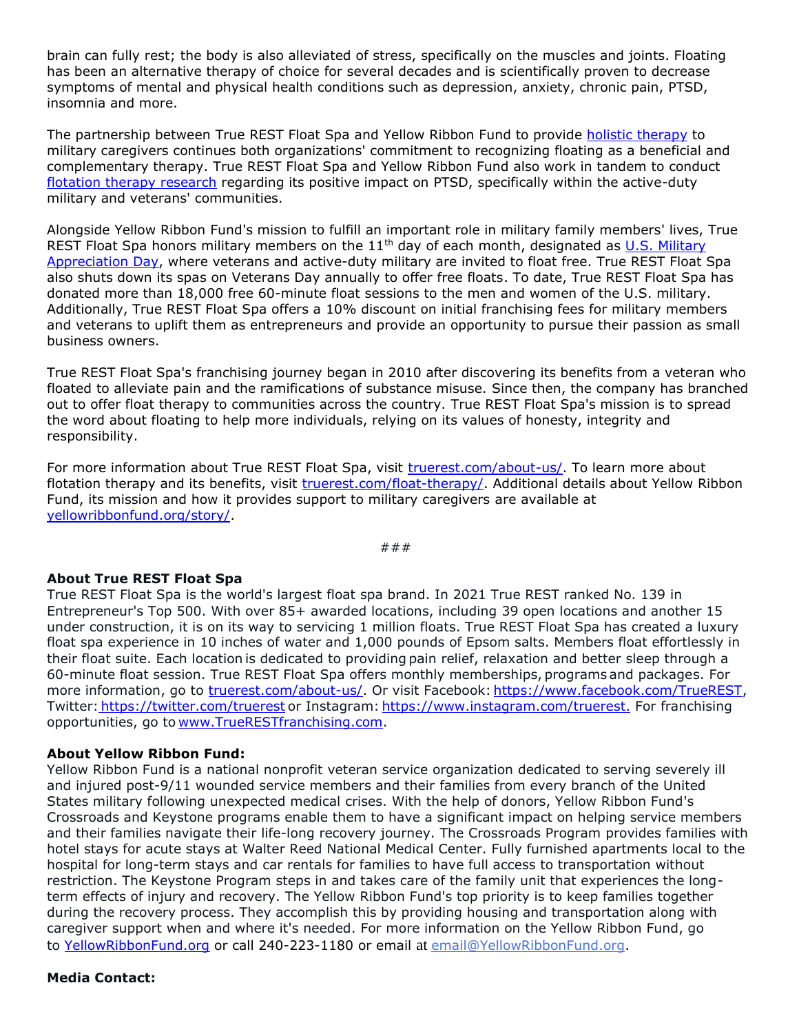brain can fully rest; the body is also alleviated of stress, specifically on the muscles and joints. Floating has been an alternative therapy of choice for several decades and is scientifically proven to decrease symptoms of mental and physical health conditions such as depression, anxiety, chronic pain, PTSD, insomnia and more.

The partnership between True REST Float Spa and Yellow Ribbon Fund to provide [holistic therapy]() to military caregivers continues both organizations' commitment to recognizing floating as a beneficial and complementary therapy. True REST Float Spa and Yellow Ribbon Fund also work in tandem to conduct [flotation therapy research]() regarding its positive impact on PTSD, specifically within the active-duty military and veterans' communities.

Alongside Yellow Ribbon Fund's mission to fulfill an important role in military family members' lives, True REST Float Spa honors military members on the 11th day of each month, designated as [U.S. Military Appreciation Day](), where veterans and active-duty military are invited to float free. True REST Float Spa also shuts down its spas on Veterans Day annually to offer free floats. To date, True REST Float Spa has donated more than 18,000 free 60-minute float sessions to the men and women of the U.S. military. Additionally, True REST Float Spa offers a 10% discount on initial franchising fees for military members and veterans to uplift them as entrepreneurs and provide an opportunity to pursue their passion as small business owners.

True REST Float Spa's franchising journey began in 2010 after discovering its benefits from a veteran who floated to alleviate pain and the ramifications of substance misuse. Since then, the company has branched out to offer float therapy to communities across the country. True REST Float Spa's mission is to spread the word about floating to help more individuals, relying on its values of honesty, integrity and responsibility.

For more information about True REST Float Spa, visit [truerest.com/about-us/](). To learn more about flotation therapy and its benefits, visit [truerest.com/float-therapy/](). Additional details about Yellow Ribbon Fund, its mission and how it provides support to military caregivers are available at [yellowribbonfund.org/story/]().

###

**About True REST Float Spa**
True REST Float Spa is the world's largest float spa brand. In 2021 True REST ranked No. 139 in Entrepreneur's Top 500. With over 85+ awarded locations, including 39 open locations and another 15 under construction, it is on its way to servicing 1 million floats. True REST Float Spa has created a luxury float spa experience in 10 inches of water and 1,000 pounds of Epsom salts. Members float effortlessly in their float suite. Each location is dedicated to providing pain relief, relaxation and better sleep through a 60-minute float session. True REST Float Spa offers monthly memberships, programs and packages. For more information, go to [truerest.com/about-us/](). Or visit Facebook: https://www.facebook.com/TrueREST, Twitter: https://twitter.com/truerest or Instagram: https://www.instagram.com/truerest. For franchising opportunities, go to www.TrueRESTfranchising.com.

**About Yellow Ribbon Fund:**
Yellow Ribbon Fund is a national nonprofit veteran service organization dedicated to serving severely ill and injured post-9/11 wounded service members and their families from every branch of the United States military following unexpected medical crises. With the help of donors, Yellow Ribbon Fund's Crossroads and Keystone programs enable them to have a significant impact on helping service members and their families navigate their life-long recovery journey. The Crossroads Program provides families with hotel stays for acute stays at Walter Reed National Medical Center. Fully furnished apartments local to the hospital for long-term stays and car rentals for families to have full access to transportation without restriction. The Keystone Program steps in and takes care of the family unit that experiences the long-term effects of injury and recovery. The Yellow Ribbon Fund's top priority is to keep families together during the recovery process. They accomplish this by providing housing and transportation along with caregiver support when and where it's needed. For more information on the Yellow Ribbon Fund, go to YellowRibbonFund.org or call 240-223-1180 or email at email@YellowRibbonFund.org.

**Media Contact:**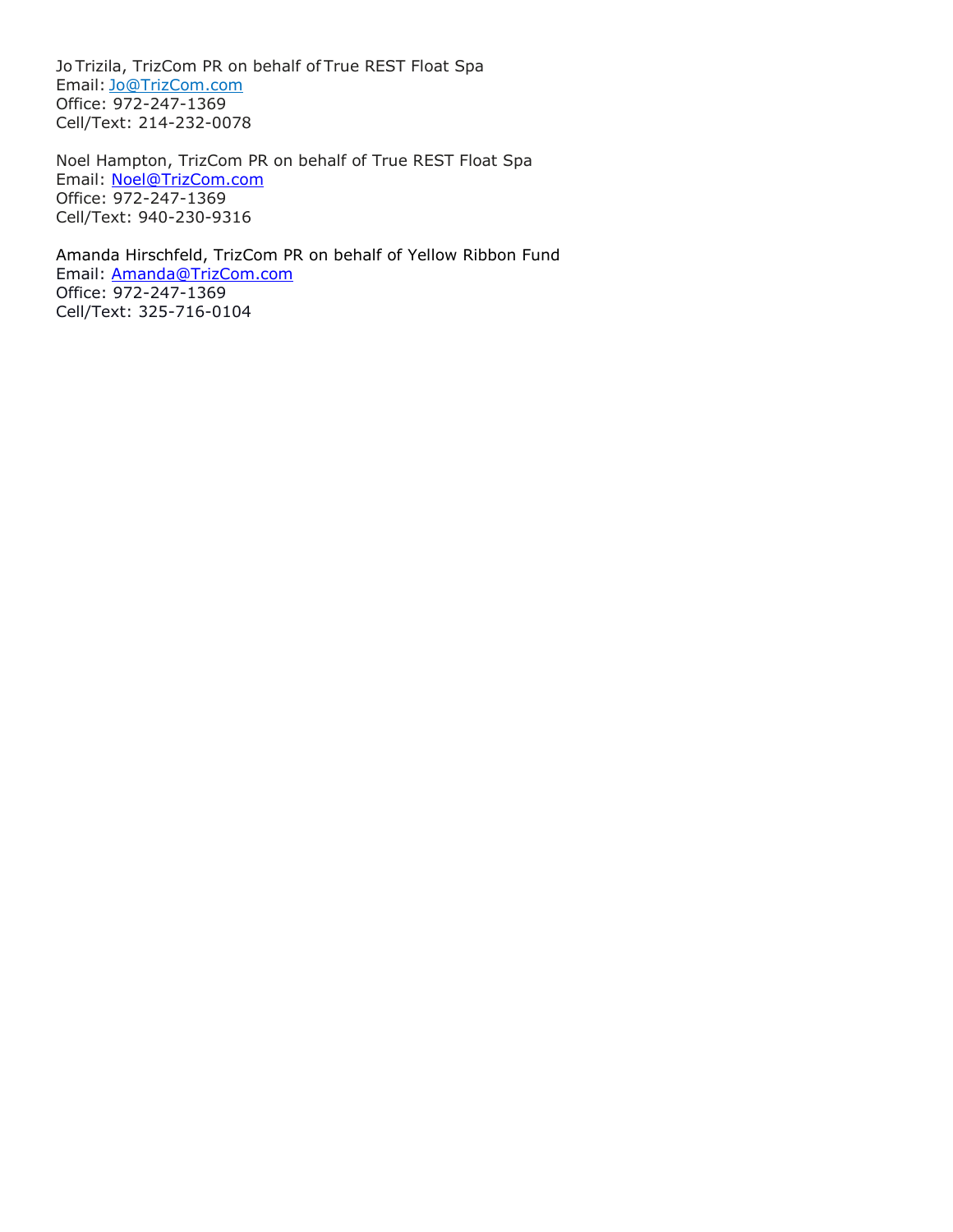Jo Trizila, TrizCom PR on behalf of True REST Float Spa
Email: Jo@TrizCom.com
Office: 972-247-1369
Cell/Text: 214-232-0078

Noel Hampton, TrizCom PR on behalf of True REST Float Spa
Email: Noel@TrizCom.com
Office: 972-247-1369
Cell/Text: 940-230-9316

Amanda Hirschfeld, TrizCom PR on behalf of Yellow Ribbon Fund
Email: Amanda@TrizCom.com
Office: 972-247-1369
Cell/Text: 325-716-0104